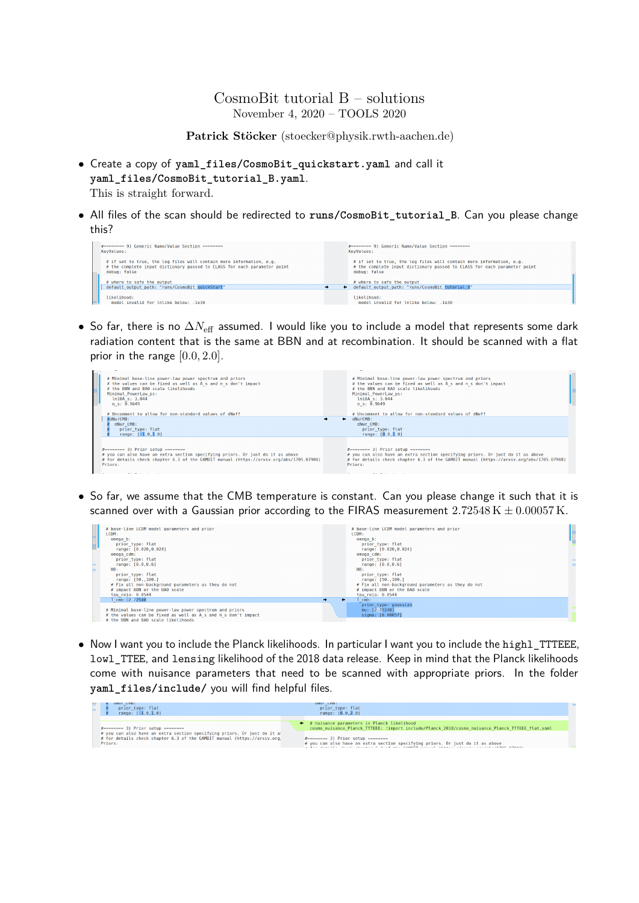# CosmoBit tutorial B – solutions

November 4, 2020 – TOOLS 2020

**Patrick Stöcker** (stoecker@physik.rwth-aachen.de)

- Create a copy of `yaml_files/CosmoBit_quickstart.yaml` and call it `yaml_files/CosmoBit_tutorial_B.yaml`.
  This is straight forward.

- All files of the scan should be redirected to `runs/CosmoBit_tutorial_B`. Can you please change this?

```
#======= 9) Generic Name/Value Section =======
KeyValues:

  # if set to true, the log files will contain more information, e.g.
  # the complete input dictionary passed to CLASS for each parameter point
  debug: false

  # where to safe the output
  default_output_path: "runs/CosmoBit_tutorial_B"

  likelihood:
    model_invalid_for_lnlike_below: -1e30
```

- So far, there is no $\Delta N_{\mathrm{eff}}$ assumed. I would like you to include a model that represents some dark radiation content that is the same at BBN and at recombination. It should be scanned with a flat prior in the range $[0.0, 2.0]$.

```
  # Minimal base-line power-law power spectrum and priors
  # the values can be fixed as well as A_s and n_s don't impact
  # the BBN and BAO scale likelihoods
  Minimal_PowerLaw_ps:
    ln10A_s: 3.044
    n_s: 0.9649

  # Uncomment to allow for non-standard values of dNeff
  dNurCMB:
    dNur_CMB:
      prior_type: flat
      range: [0.0,2.0]

#======= 3) Prior setup =======
# you can also have an extra section specifying priors. Or just do it as above
# for details check chapter 6.3 of the GAMBIT manual (https://arxiv.org/abs/1705.07908)
Priors:
```

- So far, we assume that the CMB temperature is constant. Can you please change it such that it is scanned over with a Gaussian prior according to the FIRAS measurement $2.72548\,\mathrm{K} \pm 0.00057\,\mathrm{K}$.

```
  # base-line LCDM model parameters and prior
  LCDM:
    omega_b:
      prior_type: flat
      range: [0.020,0.024]
    omega_cdm:
      prior_type: flat
      range: [0.0,0.6]
    H0:
      prior_type: flat
      range: [50.,100.]
    # Fix all non-background parameters as they do not
    # impact BBN or the BAO scale
    tau_reio: 0.0544
    T_cmb:
      prior_type: gaussian
      mu: [2.72548]
      sigma: [0.00057]

  # Minimal base-line power-law power spectrum and priors
  # the values can be fixed as well as A_s and n_s don't impact
  # the BBN and BAO scale likelihoods
```

- Now I want you to include the Planck likelihoods. In particular I want you to include the `highl_TTTEEE`, `lowl_TTEE`, and `lensing` likelihood of the 2018 data release. Keep in mind that the Planck likelihoods come with nuisance parameters that need to be scanned with appropriate priors. In the folder `yaml_files/include/` you will find helpful files.

```
      prior_type: flat
      range: [0.0,2.0]

  # nuisance parameters in Planck likelihood
  cosmo_nuisance_Planck_TTTEEE: !import include/Planck_2018/cosmo_nuisance_Planck_TTTEEE_flat.yaml

#======= 3) Prior setup =======
# you can also have an extra section specifying priors. Or just do it as above
```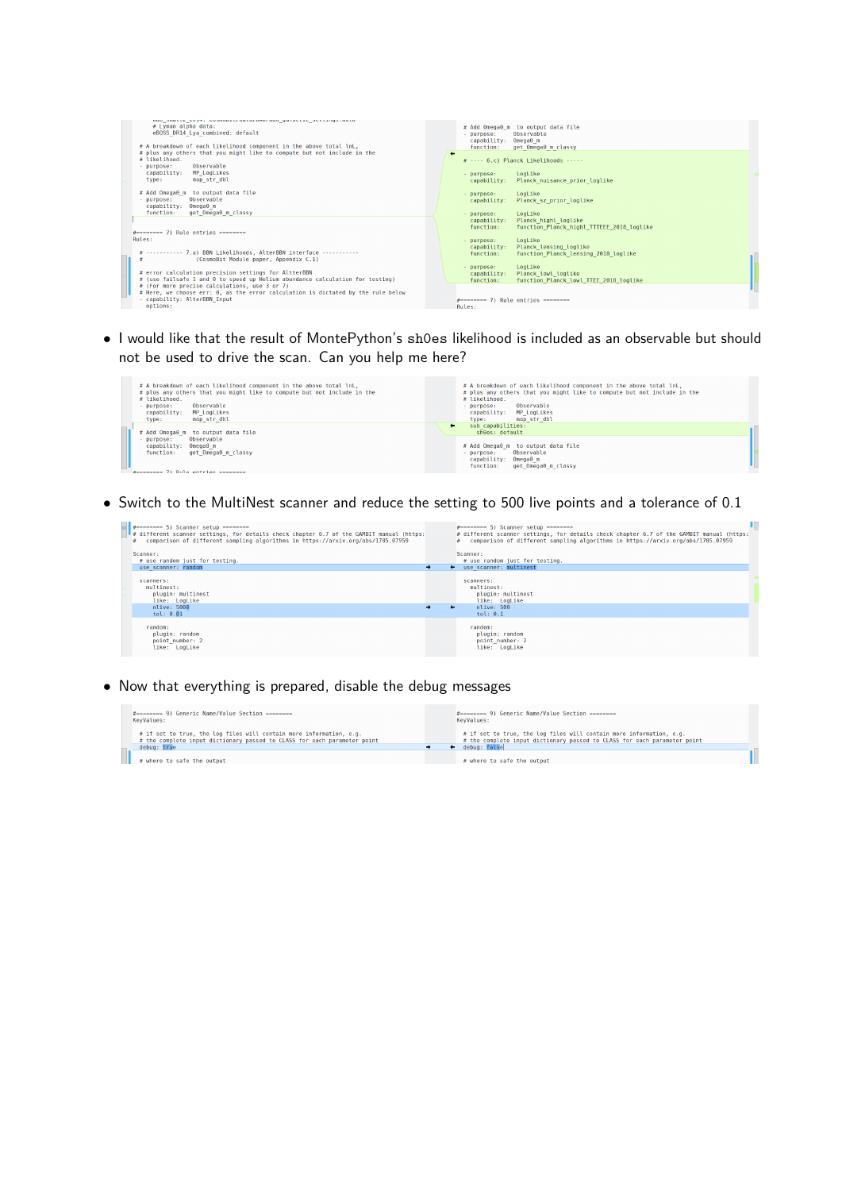```
  # Lyman alpha data:
  eBOSS_DR14_Lya_combined: default

# A breakdown of each likelihood component in the above total lnL,
# plus any others that you might like to compute but not include in the
# likelihood.
- purpose:    Observable
  capability:  MP_LogLikes
  type:        map_str_dbl

# Add Omega0_m  to output data file
- purpose:    Observable
  capability:  Omega0_m
  function:    get_Omega0_m_classy

#======= 7) Rule entries =======
Rules:

# ----------- 7.a) BBN Likelihoods, AlterBBN interface -----------
#              (CosmoBit Module paper, Appendix C.1)

# error calculation precision settings for AlterBBN
# (use failsafe 1 and 0 to speed up Helium abundance calculation for testing)
# (For more precise calculations, use 3 or 7)
# Here, we choose err: 0, as the error calculation is dictated by the rule below
- capability: AlterBBN_Input
  options:
```

```
# Add Omega0_m  to output data file
- purpose:    Observable
  capability:  Omega0_m
  function:    get_Omega0_m_classy

# ---- 6.c) Planck Likelihoods -----

- purpose:    LogLike
  capability:  Planck_nuisance_prior_loglike

- purpose:    LogLike
  capability:  Planck_sz_prior_loglike

- purpose:    LogLike
  capability:  Planck_highl_loglike
  function:    function_Planck_highl_TTTEEE_2018_loglike

- purpose:    LogLike
  capability:  Planck_lensing_loglike
  function:    function_Planck_lensing_2018_loglike

- purpose:    LogLike
  capability:  Planck_lowl_loglike
  function:    function_Planck_lowl_TTEE_2018_loglike

#======= 7) Rule entries =======
Rules:
```

- I would like that the result of MontePython's sh0es likelihood is included as an observable but should not be used to drive the scan. Can you help me here?

```
# A breakdown of each likelihood component in the above total lnL,
# plus any others that you might like to compute but not include in the
# likelihood.
- purpose:    Observable
  capability:  MP_LogLikes
  type:        map_str_dbl

# Add Omega0_m  to output data file
- purpose:    Observable
  capability:  Omega0_m
  function:    get_Omega0_m_classy

#======= 7) Rule entries =======
```

```
# A breakdown of each likelihood component in the above total lnL,
# plus any others that you might like to compute but not include in the
# likelihood.
- purpose:    Observable
  capability:  MP_LogLikes
  type:        map_str_dbl
  sub_capabilities:
    sh0es: default

# Add Omega0_m  to output data file
- purpose:    Observable
  capability:  Omega0_m
  function:    get_Omega0_m_classy
```

- Switch to the MultiNest scanner and reduce the setting to 500 live points and a tolerance of 0.1

```
#======= 5) Scanner setup =======
# different scanner settings, for details check chapter 6.7 of the GAMBIT manual (https:
#   comparison of different sampling algorithms in https://arxiv.org/abs/1705.07959

Scanner:
  # use random just for testing.
  use_scanner: random

  scanners:
    multinest:
      plugin: multinest
      like:  LogLike
      nlive: 5000
      tol: 0.01

    random:
      plugin: random
      point_number: 2
      like:  LogLike
```

```
#======= 5) Scanner setup =======
# different scanner settings, for details check chapter 6.7 of the GAMBIT manual (https:
#   comparison of different sampling algorithms in https://arxiv.org/abs/1705.07959

Scanner:
  # use random just for testing.
  use_scanner: multinest

  scanners:
    multinest:
      plugin: multinest
      like:  LogLike
      nlive: 500
      tol: 0.1

    random:
      plugin: random
      point_number: 2
      like:  LogLike
```

- Now that everything is prepared, disable the debug messages

```
#======= 9) Generic Name/Value Section =======
KeyValues:

  # if set to true, the log files will contain more information, e.g.
  # the complete input dictionary passed to CLASS for each parameter point
  debug: true

  # where to safe the output
```

```
#======= 9) Generic Name/Value Section =======
KeyValues:

  # if set to true, the log files will contain more information, e.g.
  # the complete input dictionary passed to CLASS for each parameter point
  debug: false

  # where to safe the output
```